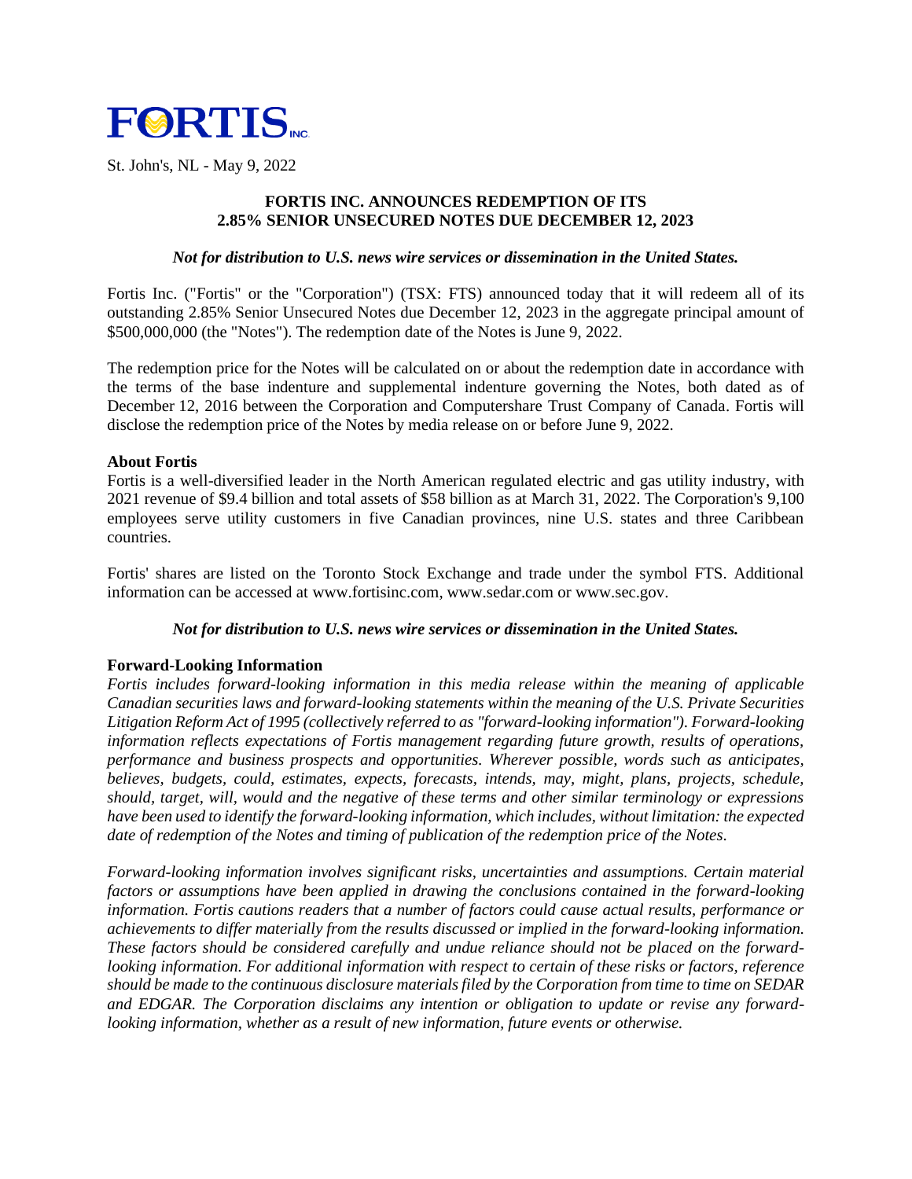# FORTIS INC.

St. John's, NL - May 9, 2022

## FORTIS INC. ANNOUNCES REDEMPTION OF ITS 2.85% SENIOR UNSECURED NOTES DUE DECEMBER 12, 2023

***Not for distribution to U.S. news wire services or dissemination in the United States.***

Fortis Inc. ("Fortis" or the "Corporation") (TSX: FTS) announced today that it will redeem all of its outstanding 2.85% Senior Unsecured Notes due December 12, 2023 in the aggregate principal amount of $500,000,000 (the "Notes"). The redemption date of the Notes is June 9, 2022.

The redemption price for the Notes will be calculated on or about the redemption date in accordance with the terms of the base indenture and supplemental indenture governing the Notes, both dated as of December 12, 2016 between the Corporation and Computershare Trust Company of Canada. Fortis will disclose the redemption price of the Notes by media release on or before June 9, 2022.

**About Fortis**

Fortis is a well-diversified leader in the North American regulated electric and gas utility industry, with 2021 revenue of $9.4 billion and total assets of $58 billion as at March 31, 2022. The Corporation's 9,100 employees serve utility customers in five Canadian provinces, nine U.S. states and three Caribbean countries.

Fortis' shares are listed on the Toronto Stock Exchange and trade under the symbol FTS. Additional information can be accessed at www.fortisinc.com, www.sedar.com or www.sec.gov.

***Not for distribution to U.S. news wire services or dissemination in the United States.***

**Forward-Looking Information**

*Fortis includes forward-looking information in this media release within the meaning of applicable Canadian securities laws and forward-looking statements within the meaning of the U.S. Private Securities Litigation Reform Act of 1995 (collectively referred to as "forward-looking information"). Forward-looking information reflects expectations of Fortis management regarding future growth, results of operations, performance and business prospects and opportunities. Wherever possible, words such as anticipates, believes, budgets, could, estimates, expects, forecasts, intends, may, might, plans, projects, schedule, should, target, will, would and the negative of these terms and other similar terminology or expressions have been used to identify the forward-looking information, which includes, without limitation: the expected date of redemption of the Notes and timing of publication of the redemption price of the Notes.*

*Forward-looking information involves significant risks, uncertainties and assumptions. Certain material factors or assumptions have been applied in drawing the conclusions contained in the forward-looking information. Fortis cautions readers that a number of factors could cause actual results, performance or achievements to differ materially from the results discussed or implied in the forward-looking information. These factors should be considered carefully and undue reliance should not be placed on the forward-looking information. For additional information with respect to certain of these risks or factors, reference should be made to the continuous disclosure materials filed by the Corporation from time to time on SEDAR and EDGAR. The Corporation disclaims any intention or obligation to update or revise any forward-looking information, whether as a result of new information, future events or otherwise.*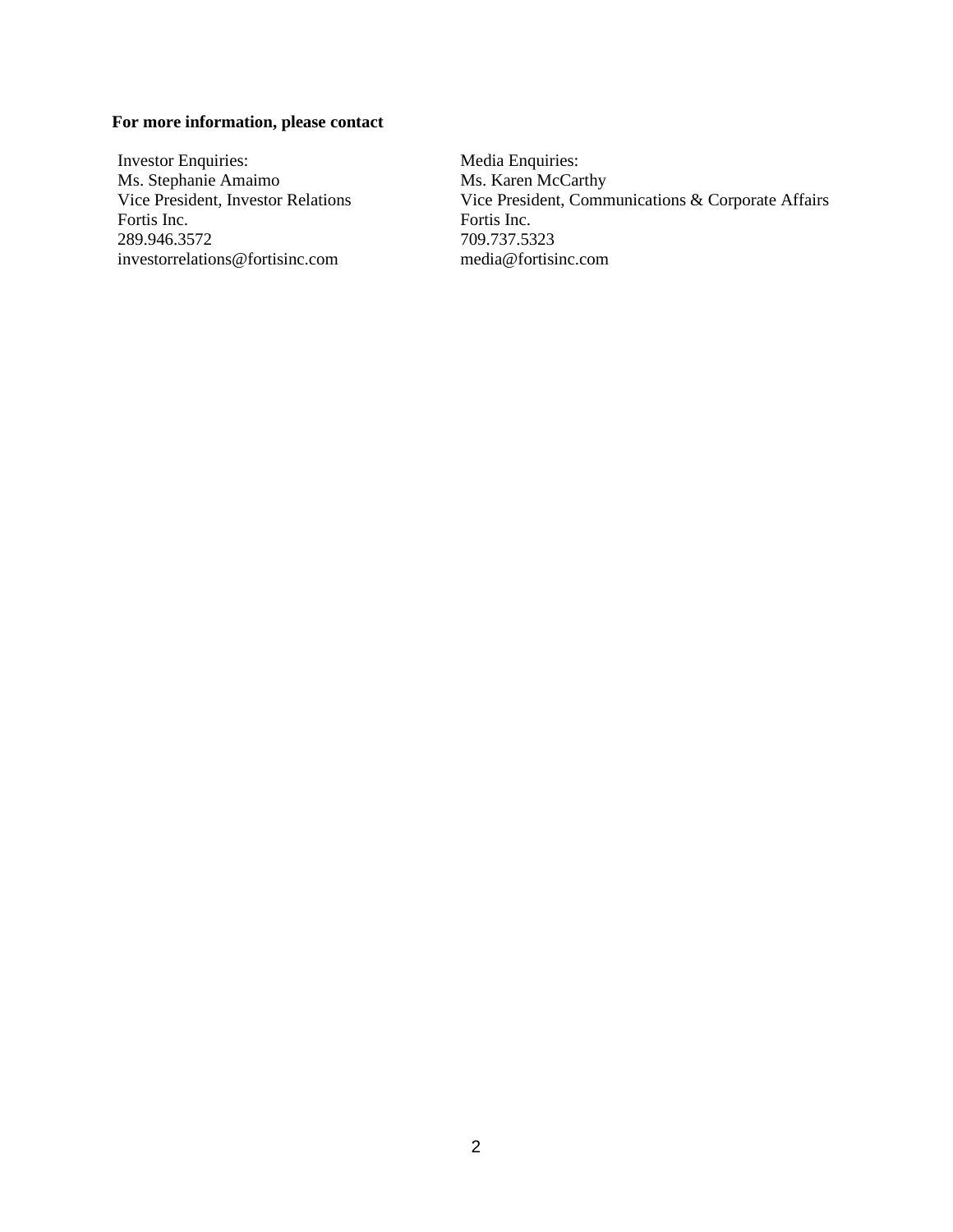**For more information, please contact**

Investor Enquiries:
Ms. Stephanie Amaimo
Vice President, Investor Relations
Fortis Inc.
289.946.3572
investorrelations@fortisinc.com

Media Enquiries:
Ms. Karen McCarthy
Vice President, Communications & Corporate Affairs
Fortis Inc.
709.737.5323
media@fortisinc.com